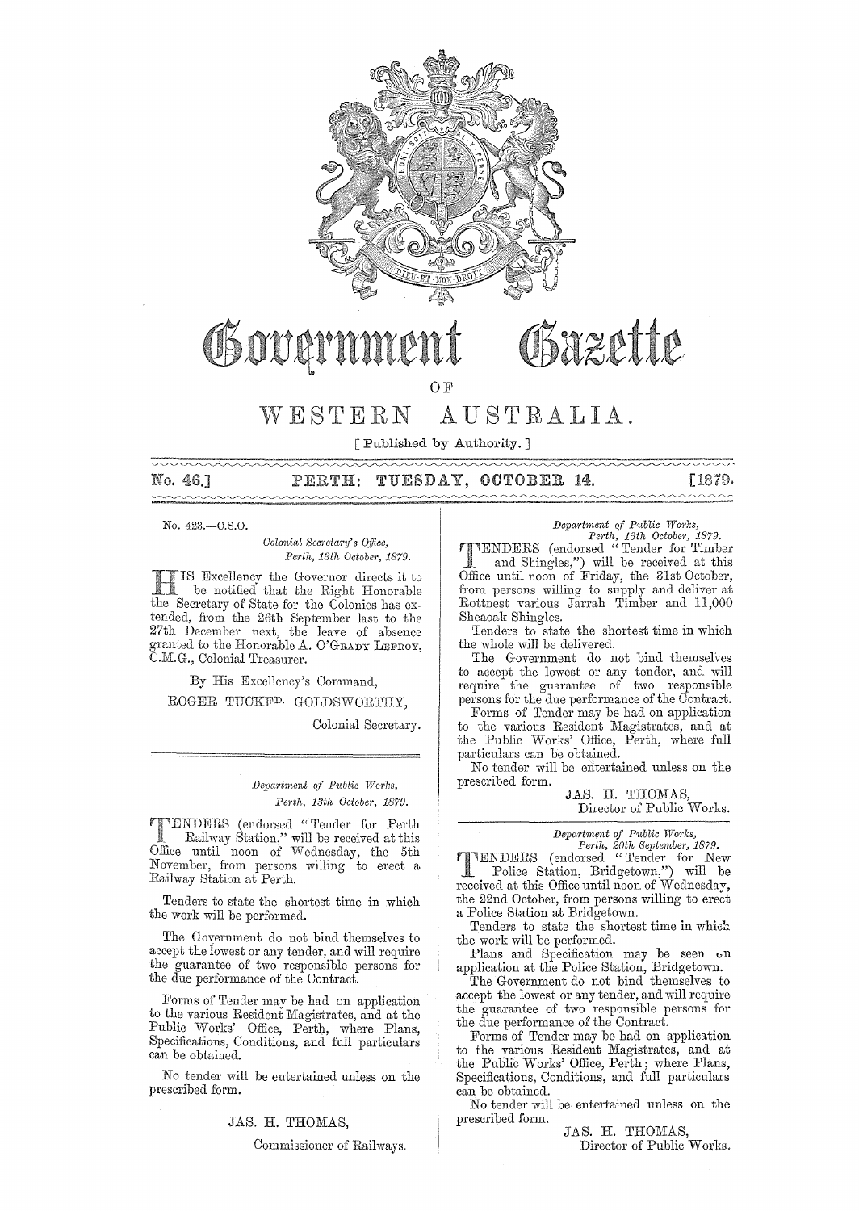# Government Gazette

OF

# WESTERN AUSTRALIA.

[ Published by Authority. ]

No. 46.] PERTH: TUESDAY, OCTOBER 14. [1879.

No. 423.—C.S.O.

*Colonial Secretary's Office,*
*Perth, 13th October, 1879.*

HIS Excellency the Governor directs it to be notified that the Right Honorable the Secretary of State for the Colonies has extended, from the 26th September last to the 27th December next, the leave of absence granted to the Honorable A. O'GRADY LEFROY, C.M.G., Colonial Treasurer.

By His Excellency's Command,

ROGER TUCKFD. GOLDSWORTHY,

Colonial Secretary.

---

*Department of Public Works,*
*Perth, 13th October, 1879.*

TENDERS (endorsed "Tender for Perth Railway Station,") will be received at this Office until noon of Wednesday, the 5th November, from persons willing to erect a Railway Station at Perth.

Tenders to state the shortest time in which the work will be performed.

The Government do not bind themselves to accept the lowest or any tender, and will require the guarantee of two responsible persons for the due performance of the Contract.

Forms of Tender may be had on application to the various Resident Magistrates, and at the Public Works' Office, Perth, where Plans, Specifications, Conditions, and full particulars can be obtained.

No tender will be entertained unless on the prescribed form.

JAS. H. THOMAS,

Commissioner of Railways.

---

*Department of Public Works,*
*Perth, 13th October, 1879.*

TENDERS (endorsed "Tender for Timber and Shingles,") will be received at this Office until noon of Friday, the 31st October, from persons willing to supply and deliver at Rottnest various Jarrah Timber and 11,000 Sheaoak Shingles.

Tenders to state the shortest time in which the whole will be delivered.

The Government do not bind themselves to accept the lowest or any tender, and will require the guarantee of two responsible persons for the due performance of the Contract.

Forms of Tender may be had on application to the various Resident Magistrates, and at the Public Works' Office, Perth, where full particulars can be obtained.

No tender will be entertained unless on the prescribed form.

JAS. H. THOMAS,

Director of Public Works.

---

*Department of Public Works,*
*Perth, 20th September, 1879.*

TENDERS (endorsed "Tender for New Police Station, Bridgetown,") will be received at this Office until noon of Wednesday, the 22nd October, from persons willing to erect a Police Station at Bridgetown.

Tenders to state the shortest time in which the work will be performed.

Plans and Specification may be seen on application at the Police Station, Bridgetown.

The Government do not bind themselves to accept the lowest or any tender, and will require the guarantee of two responsible persons for the due performance of the Contract.

Forms of Tender may be had on application to the various Resident Magistrates, and at the Public Works' Office, Perth; where Plans, Specifications, Conditions, and full particulars can be obtained.

No tender will be entertained unless on the prescribed form.

JAS. H. THOMAS,

Director of Public Works.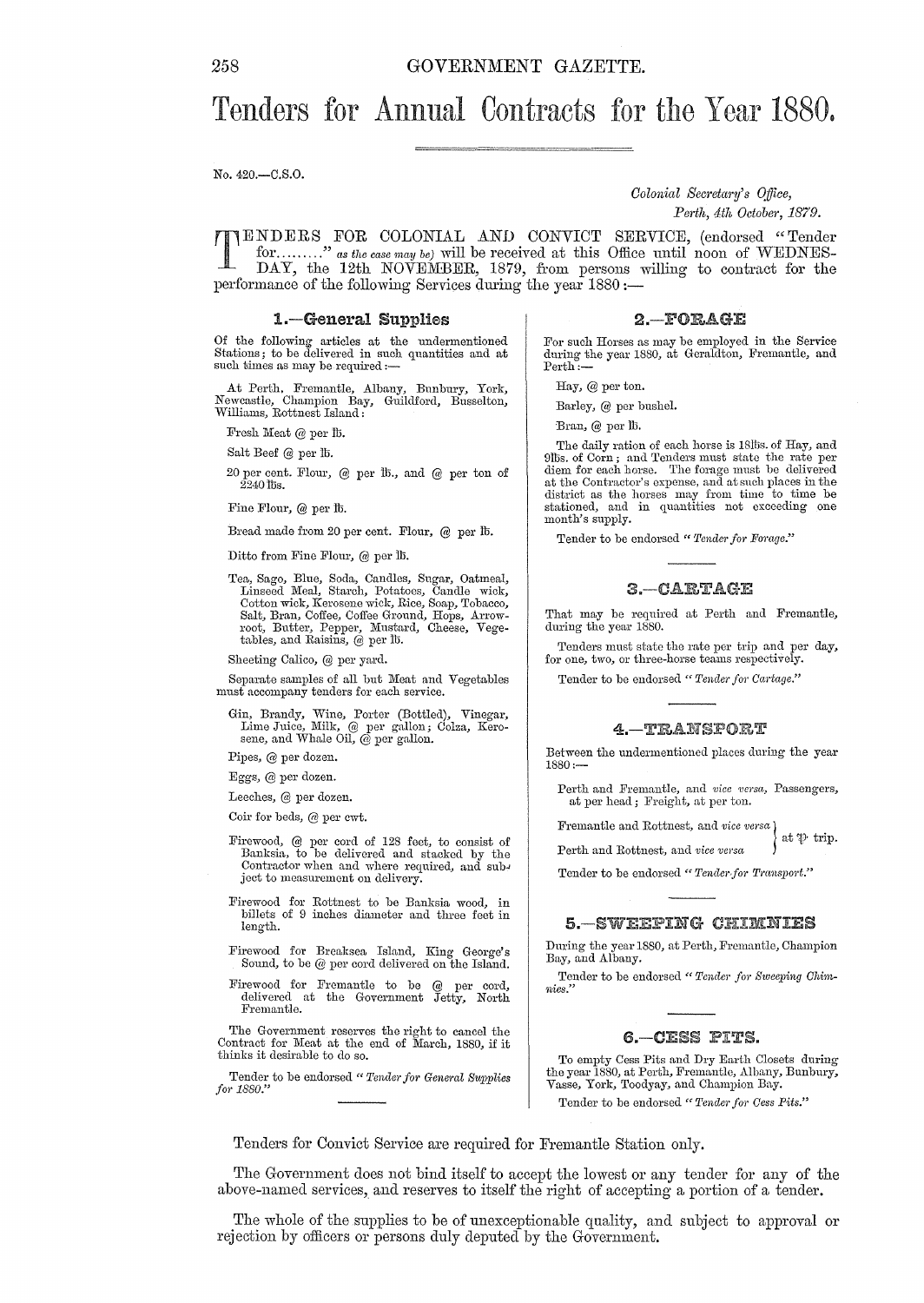# Tenders for Annual Contracts for the Year 1880.

No. 420.—C.S.O.

*Colonial Secretary's Office,*
*Perth, 4th October, 1879.*

TENDERS FOR COLONIAL AND CONVICT SERVICE, (endorsed "Tender for........" *as the case may be*) will be received at this Office until noon of WEDNESDAY, the 12th NOVEMBER, 1879, from persons willing to contract for the performance of the following Services during the year 1880:—

## 1.—General Supplies

Of the following articles at the undermentioned Stations; to be delivered in such quantities and at such times as may be required:—

At Perth, Fremantle, Albany, Bunbury, York, Newcastle, Champion Bay, Guildford, Busselton, Williams, Rottnest Island:

Fresh Meat @ per lb.

Salt Beef @ per lb.

20 per cent. Flour, @ per lb., and @ per ton of 2240 lbs.

Fine Flour, @ per lb.

Bread made from 20 per cent. Flour, @ per lb.

Ditto from Fine Flour, @ per lb.

Tea, Sago, Blue, Soda, Candles, Sugar, Oatmeal, Linseed Meal, Starch, Potatoes, Candle wick, Cotton wick, Kerosene wick, Rice, Soap, Tobacco, Salt, Bran, Coffee, Coffee Ground, Hops, Arrowroot, Butter, Pepper, Mustard, Cheese, Vegetables, and Raisins, @ per lb.

Sheeting Calico, @ per yard.

Separate samples of all but Meat and Vegetables must accompany tenders for each service.

Gin, Brandy, Wine, Porter (Bottled), Vinegar, Lime Juice, Milk, @ per gallon; Colza, Kerosene, and Whale Oil, @ per gallon.

Pipes, @ per dozen.

Eggs, @ per dozen.

Leeches, @ per dozen.

Coir for beds, @ per cwt.

Firewood, @ per cord of 128 feet, to consist of Banksia, to be delivered and stacked by the Contractor when and where required, and subject to measurement on delivery.

Firewood for Rottnest to be Banksia wood, in billets of 9 inches diameter and three feet in length.

Firewood for Breaksea Island, King George's Sound, to be @ per cord delivered on the Island.

Firewood for Fremantle to be @ per cord, delivered at the Government Jetty, North Fremantle.

The Government reserves the right to cancel the Contract for Meat at the end of March, 1880, if it thinks it desirable to do so.

Tender to be endorsed "*Tender for General Supplies for 1880.*"

## 2.—FORAGE

For such Horses as may be employed in the Service during the year 1880, at Geraldton, Fremantle, and Perth:—

Hay, @ per ton.

Barley, @ per bushel.

Bran, @ per lb.

The daily ration of each horse is 18lbs. of Hay, and 9lbs. of Corn; and Tenders must state the rate per diem for each horse. The forage must be delivered at the Contractor's expense, and at such places in the district as the horses may from time to time be stationed, and in quantities not exceeding one month's supply.

Tender to be endorsed "*Tender for Forage.*"

## 3.—CARTAGE

That may be required at Perth and Fremantle, during the year 1880.

Tenders must state the rate per trip and per day, for one, two, or three-horse teams respectively.

Tender to be endorsed "*Tender for Cartage.*"

## 4.—TRANSPORT

Between the undermentioned places during the year 1880:—

Perth and Fremantle, and *vice versa*, Passengers, at per head; Freight, at per ton.

Fremantle and Rottnest, and *vice versa* } at ℔ trip.
Perth and Rottnest, and *vice versa* }

Tender to be endorsed "*Tender for Transport.*"

## 5.—SWEEPING CHIMNIES

During the year 1880, at Perth, Fremantle, Champion Bay, and Albany.

Tender to be endorsed "*Tender for Sweeping Chimnies.*"

## 6.—CESS PITS.

To empty Cess Pits and Dry Earth Closets during the year 1880, at Perth, Fremantle, Albany, Bunbury, Vasse, York, Toodyay, and Champion Bay.

Tender to be endorsed "*Tender for Cess Pits.*"

Tenders for Convict Service are required for Fremantle Station only.

The Government does not bind itself to accept the lowest or any tender for any of the above-named services, and reserves to itself the right of accepting a portion of a tender.

The whole of the supplies to be of unexceptionable quality, and subject to approval or rejection by officers or persons duly deputed by the Government.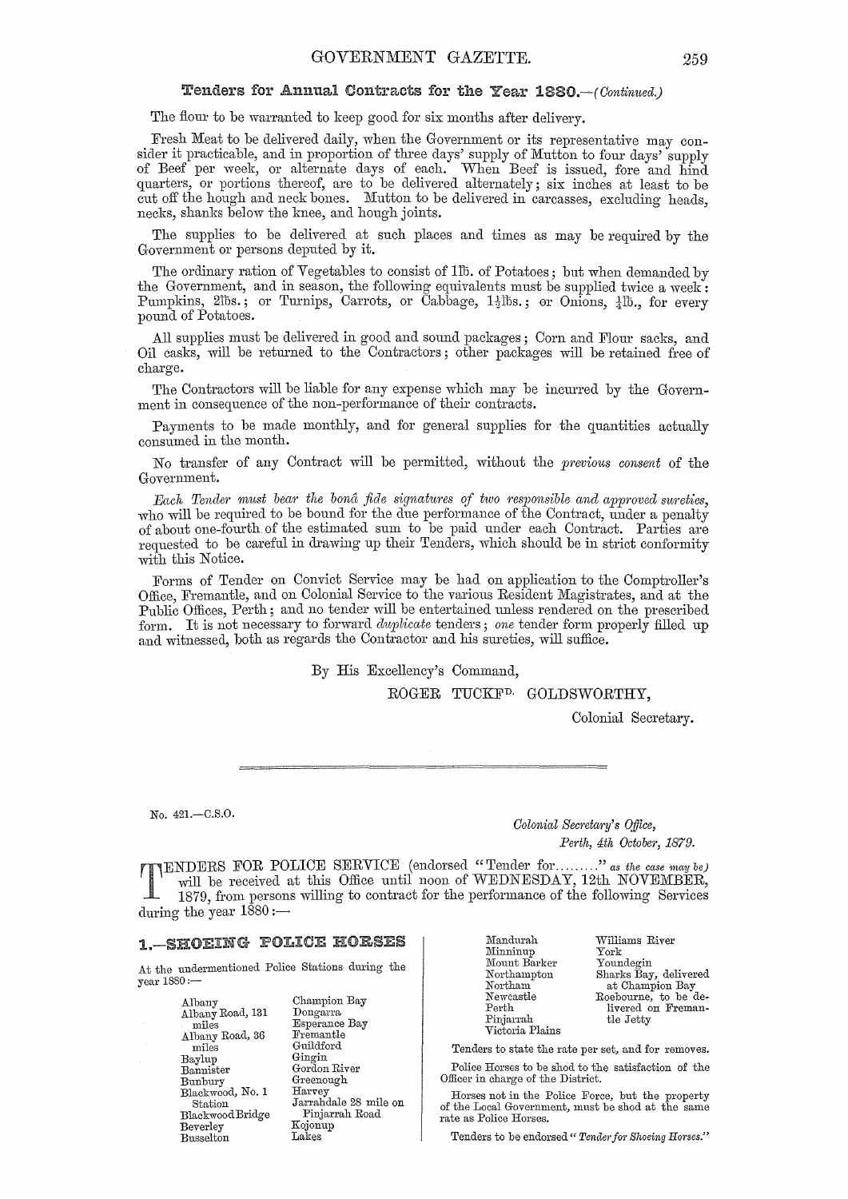## Tenders for Annual Contracts for the Year 1880.—*(Continued.)*

The flour to be warranted to keep good for six months after delivery.

Fresh Meat to be delivered daily, when the Government or its representative may consider it practicable, and in proportion of three days' supply of Mutton to four days' supply of Beef per week, or alternate days of each. When Beef is issued, fore and hind quarters, or portions thereof, are to be delivered alternately; six inches at least to be cut off the hough and neck bones. Mutton to be delivered in carcasses, excluding heads, necks, shanks below the knee, and hough joints.

The supplies to be delivered at such places and times as may be required by the Government or persons deputed by it.

The ordinary ration of Vegetables to consist of 1lb. of Potatoes; but when demanded by the Government, and in season, the following equivalents must be supplied twice a week: Pumpkins, 2lbs.; or Turnips, Carrots, or Cabbage, 1½lbs.; or Onions, ½lb., for every pound of Potatoes.

All supplies must be delivered in good and sound packages; Corn and Flour sacks, and Oil casks, will be returned to the Contractors; other packages will be retained free of charge.

The Contractors will be liable for any expense which may be incurred by the Government in consequence of the non-performance of their contracts.

Payments to be made monthly, and for general supplies for the quantities actually consumed in the month.

No transfer of any Contract will be permitted, without the *previous consent* of the Government.

*Each Tender must bear the bonâ fide signatures of two responsible and approved sureties*, who will be required to be bound for the due performance of the Contract, under a penalty of about one-fourth of the estimated sum to be paid under each Contract. Parties are requested to be careful in drawing up their Tenders, which should be in strict conformity with this Notice.

Forms of Tender on Convict Service may be had on application to the Comptroller's Office, Fremantle, and on Colonial Service to the various Resident Magistrates, and at the Public Offices, Perth; and no tender will be entertained unless rendered on the prescribed form. It is not necessary to forward *duplicate* tenders; *one* tender form properly filled up and witnessed, both as regards the Contractor and his sureties, will suffice.

By His Excellency's Command,

ROGER TUCKF[D.] GOLDSWORTHY,

Colonial Secretary.

---

No. 421.—C.S.O.

*Colonial Secretary's Office,*
*Perth, 4th October, 1879.*

TENDERS FOR POLICE SERVICE (endorsed "Tender for........" *as the case may be)* will be received at this Office until noon of WEDNESDAY, 12th NOVEMBER, 1879, from persons willing to contract for the performance of the following Services during the year 1880:—

### 1.—SHOEING POLICE HORSES

At the undermentioned Police Stations during the year 1880:—

- Albany
- Albany Road, 131 miles
- Albany Road, 36 miles
- Baylup
- Bannister
- Bunbury
- Blackwood, No. 1 Station
- Blackwood Bridge
- Beverley
- Busselton
- Champion Bay
- Dongarra
- Esperance Bay
- Fremantle
- Guildford
- Gingin
- Gordon River
- Greenough
- Harvey
- Jarrahdale 28 mile on Pinjarrah Road
- Kojonup
- Lakes
- Mandurah
- Minninup
- Mount Barker
- Northampton
- Northam
- Newcastle
- Perth
- Pinjarrah
- Victoria Plains
- Williams River
- York
- Youndegin
- Sharks Bay, delivered at Champion Bay
- Roebourne, to be delivered on Fremantle Jetty

Tenders to state the rate per set, and for removes.

Police Horses to be shod to the satisfaction of the Officer in charge of the District.

Horses not in the Police Force, but the property of the Local Government, must be shod at the same rate as Police Horses.

Tenders to be endorsed "*Tender for Shoeing Horses.*"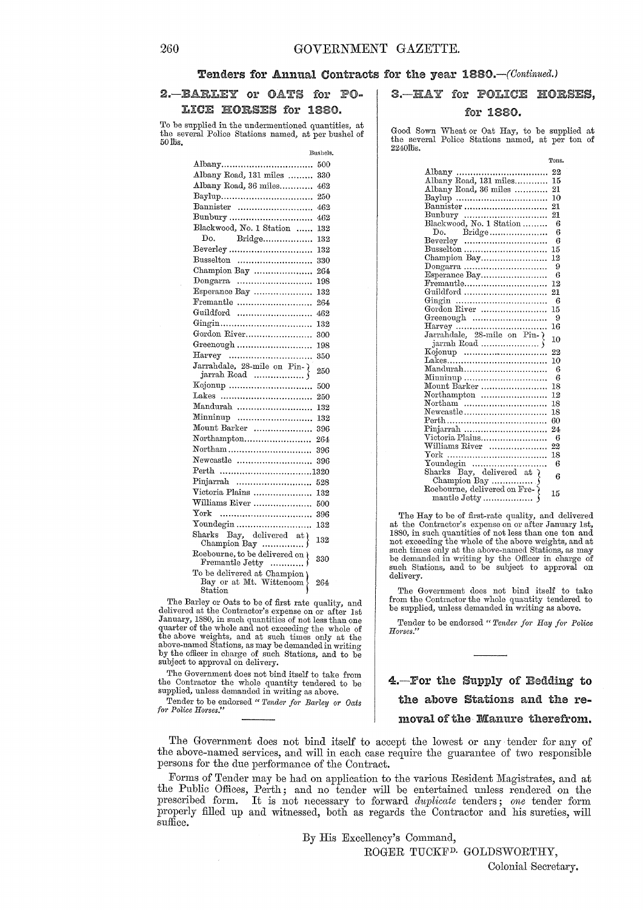## Tenders for Annual Contracts for the year 1880.—*(Continued.)*

### 2.—BARLEY or OATS for POLICE HORSES for 1880.

To be supplied in the undermentioned quantities, at the several Police Stations named, at per bushel of 50 lbs.

| Station | Bushels. |
|---|---|
| Albany | 500 |
| Albany Road, 131 miles | 330 |
| Albany Road, 36 miles | 462 |
| Baylup | 250 |
| Bannister | 462 |
| Bunbury | 462 |
| Blackwood, No. 1 Station | 132 |
| Do. Bridge | 132 |
| Beverley | 132 |
| Busselton | 330 |
| Champion Bay | 264 |
| Dongarra | 198 |
| Esperance Bay | 132 |
| Fremantle | 264 |
| Guildford | 462 |
| Gingin | 132 |
| Gordon River | 300 |
| Greenough | 198 |
| Harvey | 350 |
| Jarrahdale, 28-mile on Pinjarrah Road | 250 |
| Kojonup | 500 |
| Lakes | 250 |
| Mandurah | 132 |
| Minninup | 132 |
| Mount Barker | 396 |
| Northampton | 264 |
| Northam | 396 |
| Newcastle | 396 |
| Perth | 1320 |
| Pinjarrah | 528 |
| Victoria Plains | 132 |
| Williams River | 500 |
| York | 396 |
| Youndegin | 132 |
| Sharks Bay, delivered at Champion Bay | 132 |
| Roebourne, to be delivered on Fremantle Jetty | 330 |
| To be delivered at Champion Bay or at Mt. Wittenoom Station | 264 |

The Barley or Oats to be of first rate quality, and delivered at the Contractor's expense on or after 1st January, 1880, in such quantities of not less than one quarter of the whole and not exceeding the whole of the above weights, and at such times only at the above-named Stations, as may be demanded in writing by the officer in charge of such Stations, and to be subject to approval on delivery.

The Government does not bind itself to take from the Contractor the whole quantity tendered to be supplied, unless demanded in writing as above.

Tender to be endorsed "*Tender for Barley or Oats for Police Horses.*"

### 3.—HAY for POLICE HORSES, for 1880.

Good Sown Wheat or Oat Hay, to be supplied at the several Police Stations named, at per ton of 2240lbs.

| Station | Tons. |
|---|---|
| Albany | 22 |
| Albany Road, 131 miles | 15 |
| Albany Road, 36 miles | 21 |
| Baylup | 10 |
| Bannister | 21 |
| Bunbury | 21 |
| Blackwood, No. 1 Station | 6 |
| Do. Bridge | 6 |
| Beverley | 6 |
| Busselton | 15 |
| Champion Bay | 12 |
| Dongarra | 9 |
| Esperance Bay | 6 |
| Fremantle | 12 |
| Guildford | 21 |
| Gingin | 6 |
| Gordon River | 15 |
| Greenough | 9 |
| Harvey | 16 |
| Jarrahdale, 28-mile on Pinjarrah Road | 10 |
| Kojonup | 22 |
| Lakes | 10 |
| Mandurah | 6 |
| Minninup | 6 |
| Mount Barker | 18 |
| Northampton | 12 |
| Northam | 18 |
| Newcastle | 18 |
| Perth | 60 |
| Pinjarrah | 24 |
| Victoria Plains | 6 |
| Williams River | 22 |
| York | 18 |
| Youndegin | 6 |
| Sharks Bay, delivered at Champion Bay | 6 |
| Roebourne, delivered on Fremantle Jetty | 15 |

The Hay to be of first-rate quality, and delivered at the Contractor's expense on or after January 1st, 1880, in such quantities of not less than one ton and not exceeding the whole of the above weights, and at such times only at the above-named Stations, as may be demanded in writing by the Officer in charge of such Stations, and to be subject to approval on delivery.

The Government does not bind itself to take from the Contractor the whole quantity tendered to be supplied, unless demanded in writing as above.

Tender to be endorsed "*Tender for Hay for Police Horses.*"

### 4.—For the Supply of Bedding to the above Stations and the removal of the Manure therefrom.

The Government does not bind itself to accept the lowest or any tender for any of the above-named services, and will in each case require the guarantee of two responsible persons for the due performance of the Contract.

Forms of Tender may be had on application to the various Resident Magistrates, and at the Public Offices, Perth; and no tender will be entertained unless rendered on the prescribed form. It is not necessary to forward *duplicate* tenders; *one* tender form properly filled up and witnessed, both as regards the Contractor and his sureties, will suffice.

By His Excellency's Command,

ROGER TUCKFD. GOLDSWORTHY,

Colonial Secretary.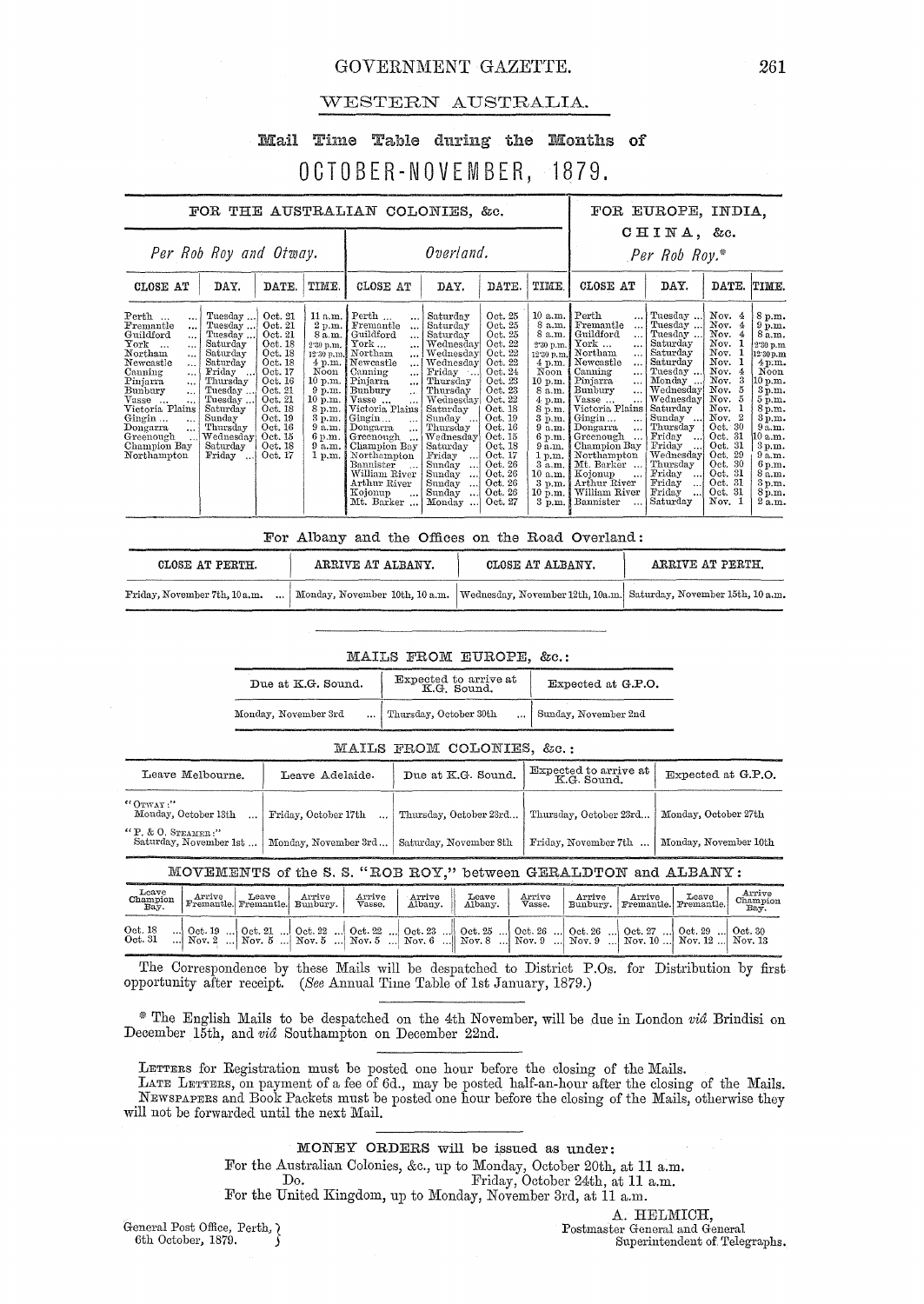# GOVERNMENT GAZETTE.

## WESTERN AUSTRALIA.

### Mail Time Table during the Months of

## OCTOBER-NOVEMBER, 1879.

| FOR THE AUSTRALIAN COLONIES, &c. | | | | | | | | FOR EUROPE, INDIA, CHINA, &c. | | | |
|---|---|---|---|---|---|---|---|---|---|---|---|
| *Per Rob Roy and Otway.* | | | | *Overland.* | | | | *Per Rob Roy.** | | | |
| CLOSE AT | DAY. | DATE. | TIME. | CLOSE AT | DAY. | DATE. | TIME. | CLOSE AT | DAY. | DATE. | TIME. |
| Perth | Tuesday | Oct. 21 | 11 a.m. | Perth | Saturday | Oct. 25 | 10 a.m. | Perth | Tuesday | Nov. 4 | 8 p.m. |
| Fremantle | Tuesday | Oct. 21 | 2 p.m. | Fremantle | Saturday | Oct. 25 | 8 a.m. | Fremantle | Tuesday | Nov. 4 | 9 p.m. |
| Guildford | Tuesday | Oct. 21 | 8 a.m. | Guildford | Saturday | Oct. 25 | 8 a.m. | Guildford | Tuesday | Nov. 4 | 8 a.m. |
| York | Saturday | Oct. 18 | 2·30 p.m. | York | Wednesday | Oct. 22 | 2·30 p.m. | York | Saturday | Nov. 1 | 2·30 p.m |
| Northam | Saturday | Oct. 18 | 12·30 p.m. | Northam | Wednesday | Oct. 22 | 12·30 p.m. | Northam | Saturday | Nov. 1 | 12·30 p.m |
| Newcastle | Saturday | Oct. 18 | 4 p.m. | Newcastle | Wednesday | Oct. 22 | 4 p.m. | Newcastle | Saturday | Nov. 1 | 4 p.m. |
| Canning | Friday | Oct. 17 | Noon | Canning | Friday | Oct. 24 | Noon | Canning | Tuesday | Nov. 4 | Noon |
| Pinjarra | Thursday | Oct. 16 | 10 p.m. | Pinjarra | Thursday | Oct. 23 | 10 p.m. | Pinjarra | Monday | Nov. 3 | 10 p.m. |
| Bunbury | Tuesday | Oct. 21 | 9 p.m. | Bunbury | Thursday | Oct. 23 | 8 a.m. | Bunbury | Wednesday | Nov. 5 | 3 p.m. |
| Vasse | Tuesday | Oct. 21 | 10 p.m. | Vasse | Wednesday | Oct. 22 | 4 p.m. | Vasse | Wednesday | Nov. 5 | 5 p.m. |
| Victoria Plains | Saturday | Oct. 18 | 8 p.m. | Victoria Plains | Saturday | Oct. 18 | 8 p.m. | Victoria Plains | Saturday | Nov. 1 | 8 p.m. |
| Gingin | Sunday | Oct. 19 | 3 p.m. | Gingin | Sunday | Oct. 19 | 3 p.m. | Gingin | Sunday | Nov. 2 | 3 p.m. |
| Dongarra | Thursday | Oct. 16 | 9 a.m. | Dongarra | Thursday | Oct. 16 | 9 a.m. | Dongarra | Thursday | Oct. 30 | 9 a.m. |
| Greenough | Wednesday | Oct. 15 | 6 p.m. | Greenough | Wednesday | Oct. 15 | 6 p.m. | Greenough | Friday | Oct. 31 | 10 a.m. |
| Champion Bay | Saturday | Oct. 18 | 9 a.m. | Champion Bay | Saturday | Oct. 18 | 9 a.m. | Champion Bay | Friday | Oct. 31 | 3 p.m. |
| Northampton | Friday | Oct. 17 | 1 p.m. | Northampton | Friday | Oct. 17 | 1 p.m. | Northampton | Wednesday | Oct. 29 | 9 a.m. |
| | | | | Bannister | Sunday | Oct. 26 | 3 a.m. | Mt. Barker | Thursday | Oct. 30 | 6 p.m. |
| | | | | William River | Sunday | Oct. 26 | 10 a.m. | Kojonup | Friday | Oct. 31 | 8 a.m. |
| | | | | Arthur River | Sunday | Oct. 26 | 3 p.m. | Arthur River | Friday | Oct. 31 | 3 p.m. |
| | | | | Kojonup | Sunday | Oct. 26 | 10 p.m. | William River | Friday | Oct. 31 | 8 p.m. |
| | | | | Mt. Barker | Monday | Oct. 27 | 3 p.m. | Bannister | Saturday | Nov. 1 | 2 a.m. |

### For Albany and the Offices on the Road Overland:

| CLOSE AT PERTH. | ARRIVE AT ALBANY. | CLOSE AT ALBANY. | ARRIVE AT PERTH. |
|---|---|---|---|
| Friday, November 7th, 10 a.m. | Monday, November 10th, 10 a.m. | Wednesday, November 12th, 10 a.m. | Saturday, November 15th, 10 a.m. |

### MAILS FROM EUROPE, &c.:

| Due at K.G. Sound. | Expected to arrive at K.G. Sound. | Expected at G.P.O. |
|---|---|---|
| Monday, November 3rd | Thursday, October 30th | Sunday, November 2nd |

### MAILS FROM COLONIES, &c.:

| Leave Melbourne. | Leave Adelaide. | Due at K.G. Sound. | Expected to arrive at K.G. Sound. | Expected at G.P.O. |
|---|---|---|---|---|
| "OTWAY:" Monday, October 13th | Friday, October 17th | Thursday, October 23rd | Thursday, October 23rd | Monday, October 27th |
| "P. & O. STEAMER:" Saturday, November 1st | Monday, November 3rd | Saturday, November 8th | Friday, November 7th | Monday, November 10th |

### MOVEMENTS of the S. S. "ROB ROY," between GERALDTON and ALBANY:

| Leave Champion Bay. | Arrive Fremantle. | Leave Fremantle. | Arrive Bunbury. | Arrive Vasse. | Arrive Albany. | Leave Albany. | Arrive Vasse. | Arrive Bunbury. | Arrive Fremantle. | Leave Fremantle. | Arrive Champion Bay. |
|---|---|---|---|---|---|---|---|---|---|---|---|
| Oct. 18 | Oct. 19 | Oct. 21 | Oct. 22 | Oct. 22 | Oct. 23 | Oct. 25 | Oct. 26 | Oct. 26 | Oct. 27 | Oct. 29 | Oct. 30 |
| Oct. 31 | Nov. 2 | Nov. 5 | Nov. 5 | Nov. 5 | Nov. 6 | Nov. 8 | Nov. 9 | Nov. 9 | Nov. 10 | Nov. 12 | Nov. 13 |

The Correspondence by these Mails will be despatched to District P.Os. for Distribution by first opportunity after receipt. (*See* Annual Time Table of 1st January, 1879.)

* The English Mails to be despatched on the 4th November, will be due in London *viâ* Brindisi on December 15th, and *viâ* Southampton on December 22nd.

LETTERS for Registration must be posted one hour before the closing of the Mails.
LATE LETTERS, on payment of a fee of 6d., may be posted half-an-hour after the closing of the Mails.
NEWSPAPERS and Book Packets must be posted one hour before the closing of the Mails, otherwise they will not be forwarded until the next Mail.

MONEY ORDERS will be issued as under:
For the Australian Colonies, &c., up to Monday, October 20th, at 11 a.m.
Do. Friday, October 24th, at 11 a.m.
For the United Kingdom, up to Monday, November 3rd, at 11 a.m.

A. HELMICH,
Postmaster General and General Superintendent of Telegraphs.

General Post Office, Perth,
6th October, 1879.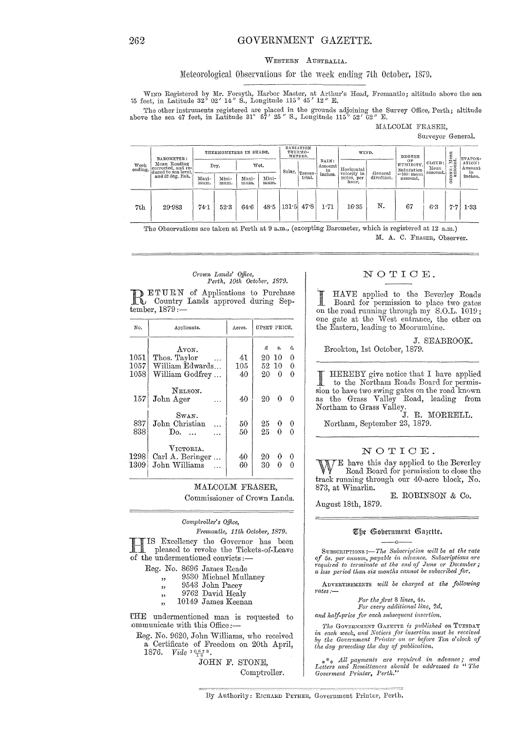WESTERN AUSTRALIA.

## Meteorological Observations for the week ending 7th October, 1879.

WIND Registered by Mr. Forsyth, Harbor Master, at Arthur's Head, Fremantle; altitude above the sea 55 feet, in Latitude 32° 02′ 14″ S., Longitude 115° 45′ 12″ E.

The other instruments registered are placed in the grounds adjoining the Survey Office, Perth; altitude above the sea 47 feet, in Latitude 31° 57′ 25″ S., Longitude 115° 52′ 02″ E.

MALCOLM FRASER,
Surveyor General.

| Week ending. | BAROMETER: Mean Reading corrected, and reduced to sea level, and 32 deg. Fah. | THERMOMETERS IN SHADE. | | | | RADIATION THERMOMETERS. | | RAIN: Amount in inches. | WIND. | | DEGREE OF HUMIDITY, Saturation =100: mean amount. | CLOUD: Mean amount. | OZONE: Mean amount. | EVAPORATION: Amount in inches. |
|---|---|---|---|---|---|---|---|---|---|---|---|---|---|---|
| | | Dry. | | Wet. | | Solar. | Terrestrial. | | Horizontal velocity in miles, per hour. | General direction. | | | | |
| | | Maximum. | Minimum. | Maximum. | Minimum. | | | | | | | | | |
| 7th | 29·983 | 74·1 | 52·3 | 64·6 | 48·5 | 131·5 | 47·8 | 1·71 | 16·35 | N. | 67 | 6·3 | 7·7 | 1·33 |

The Observations are taken at Perth at 9 a.m., (excepting Barometer, which is registered at 12 a.m.)

M. A. C. FRASER, Observer.

---

*Crown Lands' Office,*
*Perth, 10th October, 1879.*

RETURN of Applications to Purchase Country Lands approved during September, 1879:—

| No. | Applicants. | Acres. | UPSET PRICE. | | |
|---|---|---|---|---|---|
| | | | £ | s. | d. |
| | AVON. | | | | |
| 1051 | Thos. Taylor ... | 41 | 20 | 10 | 0 |
| 1057 | William Edwards... | 105 | 52 | 10 | 0 |
| 1058 | William Godfrey ... | 40 | 20 | 0 | 0 |
| | NELSON. | | | | |
| 157 | John Ager ... | 40 | 20 | 0 | 0 |
| | SWAN. | | | | |
| 837 | John Christian ... | 50 | 25 | 0 | 0 |
| 838 | Do. ... ... | 50 | 25 | 0 | 0 |
| | VICTORIA. | | | | |
| 1298 | Carl A. Beringer ... | 40 | 20 | 0 | 0 |
| 1309 | John Williams ... | 60 | 30 | 0 | 0 |

MALCOLM FRASER,
Commissioner of Crown Lands.

---

*Comptroller's Office,*
*Fremantle, 11th October, 1879.*

HIS Excellency the Governor has been pleased to revoke the Tickets-of-Leave of the undermentioned convicts:—

Reg. No. 8696 James Reade
,, 9530 Michael Mullaney
,, 9543 John Pacey
,, 9762 David Healy
,, 10149 James Keenan

THE undermentioned man is requested to communicate with this Office:—

Reg. No. 9620, John Williams, who received a Certificate of Freedom on 20th April, 1876. *Vide* $\frac{1087}{14}$ 8.

JOHN F. STONE,
Comptroller.

---

## NOTICE.

I HAVE applied to the Beverley Roads Board for permission to place two gates on the road running through my S.O.L. 1019; one gate at the West entrance, the other on the Eastern, leading to Moorumbine.

J. SEABROOK.

Brookton, 1st October, 1879.

---

I HEREBY give notice that I have applied to the Northam Roads Board for permission to have two swing gates on the road known as the Grass Valley Road, leading from Northam to Grass Valley.

J. R. MORRELL.

Northam, September 23, 1879.

---

## NOTICE.

WE have this day applied to the Beverley Road Board for permission to close the track running through our 40-acre block, No. 873, at Winarlin.

E. ROBINSON & Co.

August 18th, 1879.

---

## The Government Gazette.

SUBSCRIPTIONS:—*The Subscription will be at the rate of 5s. per annum, payable in advance. Subscriptions are required to terminate at the end of June or December; a less period than six months cannot be subscribed for.*

ADVERTISEMENTS *will be charged at the following rates:—*

*For the first 8 lines, 4s.*
*For every additional line, 2d.*

*and half-price for each subsequent insertion.*

*The* GOVERNMENT GAZETTE *is published on* TUESDAY *in each week, and Notices for insertion must be received by the Government Printer on or before Ten o'clock of the day preceding the day of publication.*

⁂ *All payments are required in advance; and Letters and Remittances should be addressed to "The Goverment Printer, Perth."*

---

By Authority: RICHARD PETHER, Government Printer, Perth.